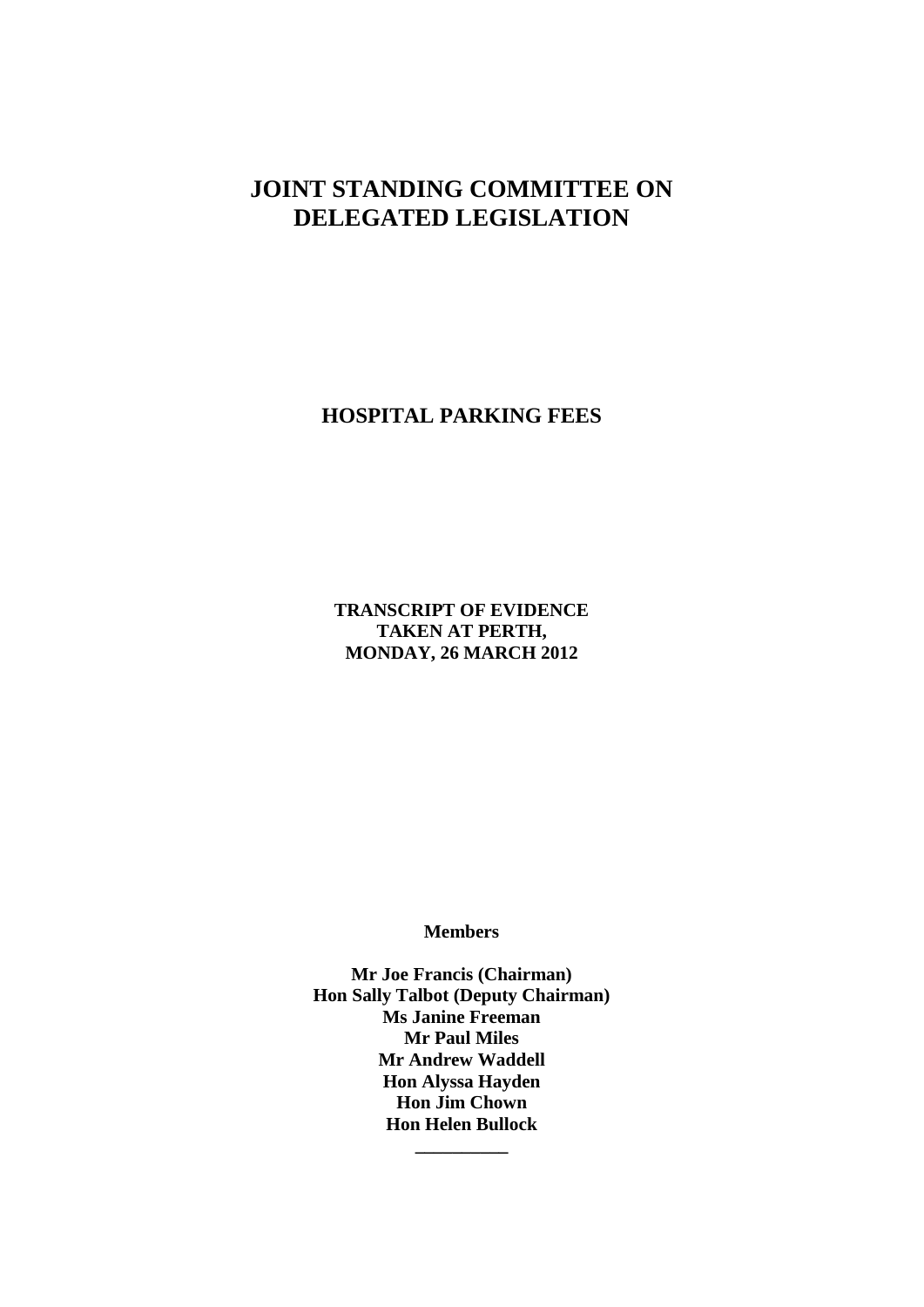# JOINT STANDING COMMITTEE ON DELEGATED LEGISLATION

## HOSPITAL PARKING FEES

**TRANSCRIPT OF EVIDENCE**
**TAKEN AT PERTH,**
**MONDAY, 26 MARCH 2012**

**Members**

**Mr Joe Francis (Chairman)**
**Hon Sally Talbot (Deputy Chairman)**
**Ms Janine Freeman**
**Mr Paul Miles**
**Mr Andrew Waddell**
**Hon Alyssa Hayden**
**Hon Jim Chown**
**Hon Helen Bullock**

---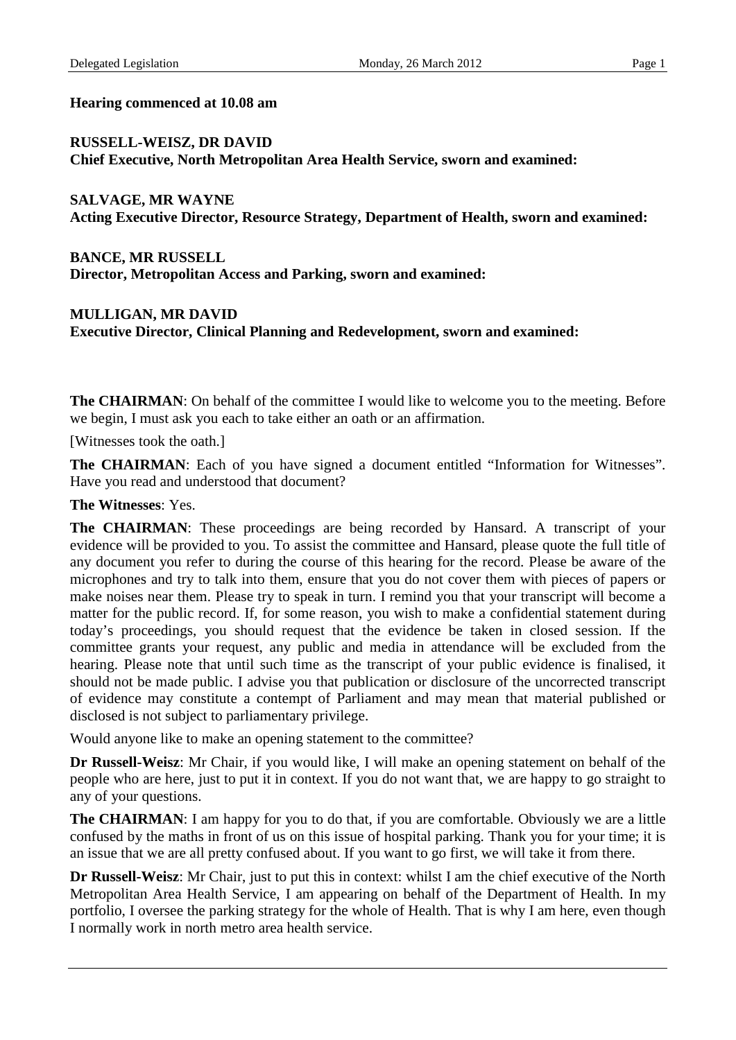**Hearing commenced at 10.08 am**

**RUSSELL-WEISZ, DR DAVID**
**Chief Executive, North Metropolitan Area Health Service, sworn and examined:**

**SALVAGE, MR WAYNE**
**Acting Executive Director, Resource Strategy, Department of Health, sworn and examined:**

**BANCE, MR RUSSELL**
**Director, Metropolitan Access and Parking, sworn and examined:**

**MULLIGAN, MR DAVID**
**Executive Director, Clinical Planning and Redevelopment, sworn and examined:**

**The CHAIRMAN**: On behalf of the committee I would like to welcome you to the meeting. Before we begin, I must ask you each to take either an oath or an affirmation.

[Witnesses took the oath.]

**The CHAIRMAN**: Each of you have signed a document entitled "Information for Witnesses". Have you read and understood that document?

**The Witnesses**: Yes.

**The CHAIRMAN**: These proceedings are being recorded by Hansard. A transcript of your evidence will be provided to you. To assist the committee and Hansard, please quote the full title of any document you refer to during the course of this hearing for the record. Please be aware of the microphones and try to talk into them, ensure that you do not cover them with pieces of papers or make noises near them. Please try to speak in turn. I remind you that your transcript will become a matter for the public record. If, for some reason, you wish to make a confidential statement during today's proceedings, you should request that the evidence be taken in closed session. If the committee grants your request, any public and media in attendance will be excluded from the hearing. Please note that until such time as the transcript of your public evidence is finalised, it should not be made public. I advise you that publication or disclosure of the uncorrected transcript of evidence may constitute a contempt of Parliament and may mean that material published or disclosed is not subject to parliamentary privilege.

Would anyone like to make an opening statement to the committee?

**Dr Russell-Weisz**: Mr Chair, if you would like, I will make an opening statement on behalf of the people who are here, just to put it in context. If you do not want that, we are happy to go straight to any of your questions.

**The CHAIRMAN**: I am happy for you to do that, if you are comfortable. Obviously we are a little confused by the maths in front of us on this issue of hospital parking. Thank you for your time; it is an issue that we are all pretty confused about. If you want to go first, we will take it from there.

**Dr Russell-Weisz**: Mr Chair, just to put this in context: whilst I am the chief executive of the North Metropolitan Area Health Service, I am appearing on behalf of the Department of Health. In my portfolio, I oversee the parking strategy for the whole of Health. That is why I am here, even though I normally work in north metro area health service.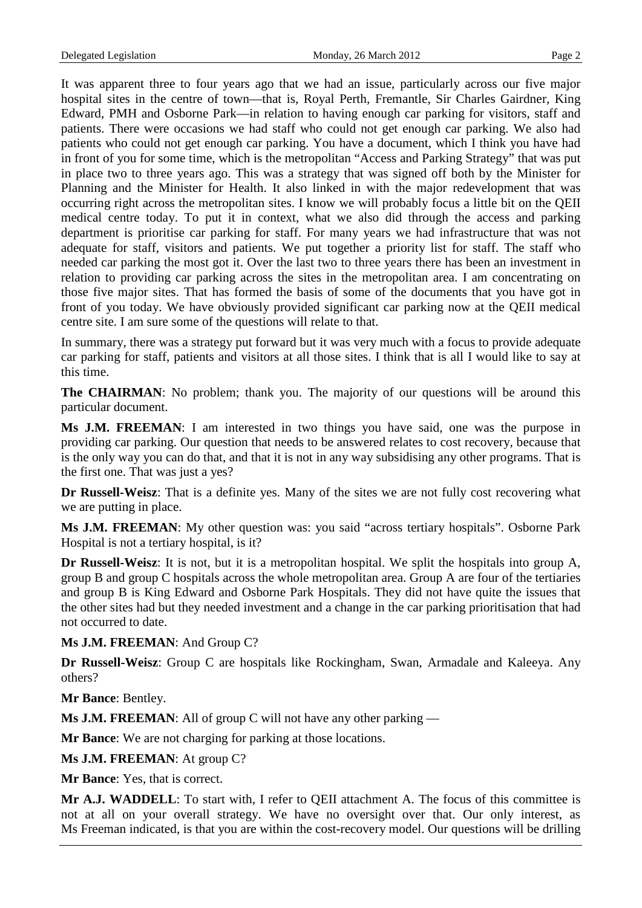It was apparent three to four years ago that we had an issue, particularly across our five major hospital sites in the centre of town—that is, Royal Perth, Fremantle, Sir Charles Gairdner, King Edward, PMH and Osborne Park—in relation to having enough car parking for visitors, staff and patients. There were occasions we had staff who could not get enough car parking. We also had patients who could not get enough car parking. You have a document, which I think you have had in front of you for some time, which is the metropolitan "Access and Parking Strategy" that was put in place two to three years ago. This was a strategy that was signed off both by the Minister for Planning and the Minister for Health. It also linked in with the major redevelopment that was occurring right across the metropolitan sites. I know we will probably focus a little bit on the QEII medical centre today. To put it in context, what we also did through the access and parking department is prioritise car parking for staff. For many years we had infrastructure that was not adequate for staff, visitors and patients. We put together a priority list for staff. The staff who needed car parking the most got it. Over the last two to three years there has been an investment in relation to providing car parking across the sites in the metropolitan area. I am concentrating on those five major sites. That has formed the basis of some of the documents that you have got in front of you today. We have obviously provided significant car parking now at the QEII medical centre site. I am sure some of the questions will relate to that.

In summary, there was a strategy put forward but it was very much with a focus to provide adequate car parking for staff, patients and visitors at all those sites. I think that is all I would like to say at this time.

**The CHAIRMAN**: No problem; thank you. The majority of our questions will be around this particular document.

**Ms J.M. FREEMAN**: I am interested in two things you have said, one was the purpose in providing car parking. Our question that needs to be answered relates to cost recovery, because that is the only way you can do that, and that it is not in any way subsidising any other programs. That is the first one. That was just a yes?

**Dr Russell-Weisz**: That is a definite yes. Many of the sites we are not fully cost recovering what we are putting in place.

**Ms J.M. FREEMAN**: My other question was: you said "across tertiary hospitals". Osborne Park Hospital is not a tertiary hospital, is it?

**Dr Russell-Weisz**: It is not, but it is a metropolitan hospital. We split the hospitals into group A, group B and group C hospitals across the whole metropolitan area. Group A are four of the tertiaries and group B is King Edward and Osborne Park Hospitals. They did not have quite the issues that the other sites had but they needed investment and a change in the car parking prioritisation that had not occurred to date.

**Ms J.M. FREEMAN**: And Group C?

**Dr Russell-Weisz**: Group C are hospitals like Rockingham, Swan, Armadale and Kaleeya. Any others?

**Mr Bance**: Bentley.

**Ms J.M. FREEMAN**: All of group C will not have any other parking —

**Mr Bance**: We are not charging for parking at those locations.

**Ms J.M. FREEMAN**: At group C?

**Mr Bance**: Yes, that is correct.

**Mr A.J. WADDELL**: To start with, I refer to QEII attachment A. The focus of this committee is not at all on your overall strategy. We have no oversight over that. Our only interest, as Ms Freeman indicated, is that you are within the cost-recovery model. Our questions will be drilling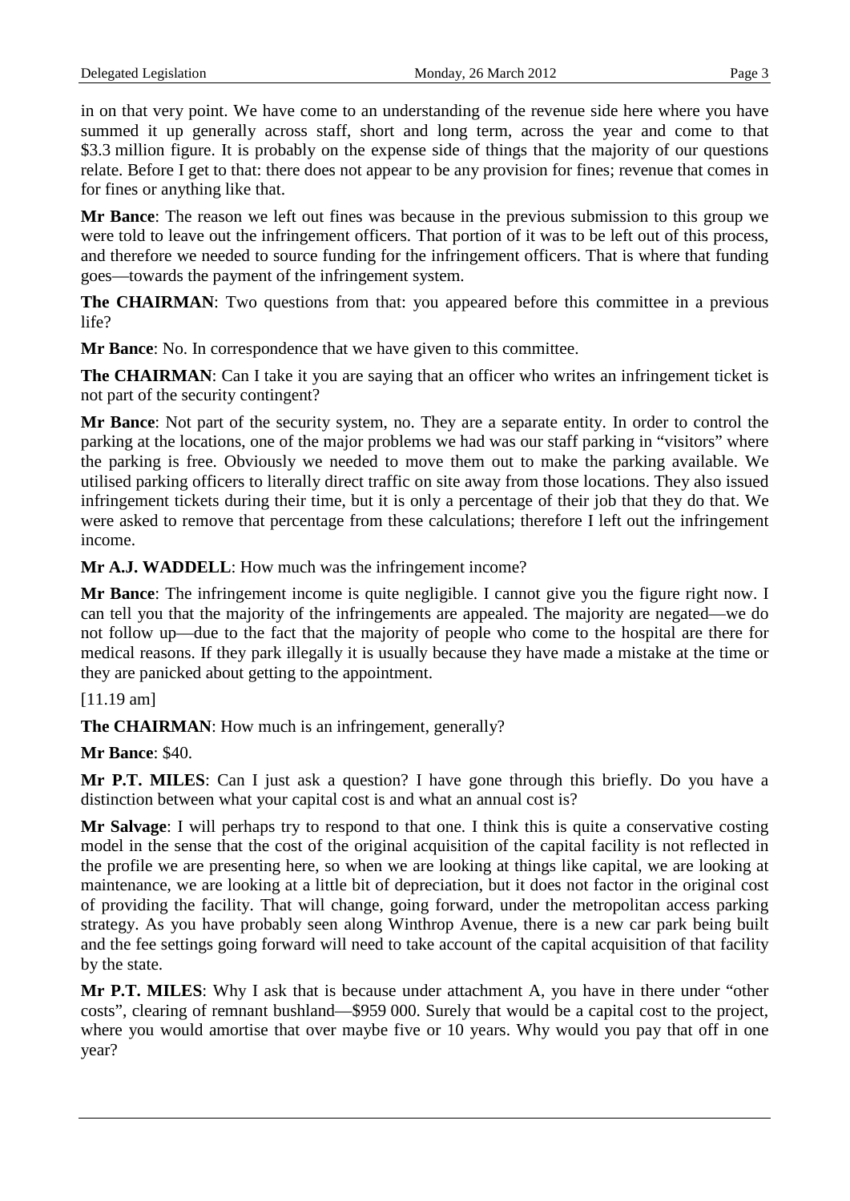in on that very point. We have come to an understanding of the revenue side here where you have summed it up generally across staff, short and long term, across the year and come to that \$3.3 million figure. It is probably on the expense side of things that the majority of our questions relate. Before I get to that: there does not appear to be any provision for fines; revenue that comes in for fines or anything like that.

**Mr Bance**: The reason we left out fines was because in the previous submission to this group we were told to leave out the infringement officers. That portion of it was to be left out of this process, and therefore we needed to source funding for the infringement officers. That is where that funding goes—towards the payment of the infringement system.

**The CHAIRMAN**: Two questions from that: you appeared before this committee in a previous life?

**Mr Bance**: No. In correspondence that we have given to this committee.

**The CHAIRMAN**: Can I take it you are saying that an officer who writes an infringement ticket is not part of the security contingent?

**Mr Bance**: Not part of the security system, no. They are a separate entity. In order to control the parking at the locations, one of the major problems we had was our staff parking in "visitors" where the parking is free. Obviously we needed to move them out to make the parking available. We utilised parking officers to literally direct traffic on site away from those locations. They also issued infringement tickets during their time, but it is only a percentage of their job that they do that. We were asked to remove that percentage from these calculations; therefore I left out the infringement income.

**Mr A.J. WADDELL**: How much was the infringement income?

**Mr Bance**: The infringement income is quite negligible. I cannot give you the figure right now. I can tell you that the majority of the infringements are appealed. The majority are negated—we do not follow up—due to the fact that the majority of people who come to the hospital are there for medical reasons. If they park illegally it is usually because they have made a mistake at the time or they are panicked about getting to the appointment.

[11.19 am]

**The CHAIRMAN**: How much is an infringement, generally?

**Mr Bance**: \$40.

**Mr P.T. MILES**: Can I just ask a question? I have gone through this briefly. Do you have a distinction between what your capital cost is and what an annual cost is?

**Mr Salvage**: I will perhaps try to respond to that one. I think this is quite a conservative costing model in the sense that the cost of the original acquisition of the capital facility is not reflected in the profile we are presenting here, so when we are looking at things like capital, we are looking at maintenance, we are looking at a little bit of depreciation, but it does not factor in the original cost of providing the facility. That will change, going forward, under the metropolitan access parking strategy. As you have probably seen along Winthrop Avenue, there is a new car park being built and the fee settings going forward will need to take account of the capital acquisition of that facility by the state.

**Mr P.T. MILES**: Why I ask that is because under attachment A, you have in there under "other costs", clearing of remnant bushland—\$959 000. Surely that would be a capital cost to the project, where you would amortise that over maybe five or 10 years. Why would you pay that off in one year?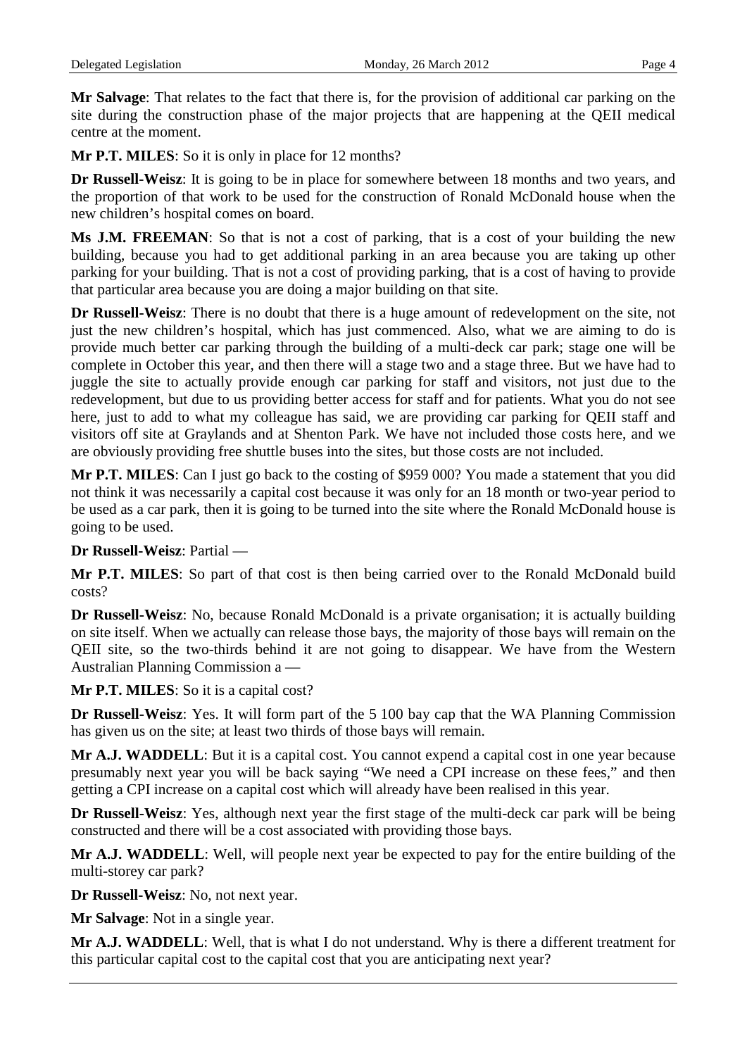**Mr Salvage**: That relates to the fact that there is, for the provision of additional car parking on the site during the construction phase of the major projects that are happening at the QEII medical centre at the moment.

**Mr P.T. MILES**: So it is only in place for 12 months?

**Dr Russell-Weisz**: It is going to be in place for somewhere between 18 months and two years, and the proportion of that work to be used for the construction of Ronald McDonald house when the new children's hospital comes on board.

**Ms J.M. FREEMAN**: So that is not a cost of parking, that is a cost of your building the new building, because you had to get additional parking in an area because you are taking up other parking for your building. That is not a cost of providing parking, that is a cost of having to provide that particular area because you are doing a major building on that site.

**Dr Russell-Weisz**: There is no doubt that there is a huge amount of redevelopment on the site, not just the new children's hospital, which has just commenced. Also, what we are aiming to do is provide much better car parking through the building of a multi-deck car park; stage one will be complete in October this year, and then there will a stage two and a stage three. But we have had to juggle the site to actually provide enough car parking for staff and visitors, not just due to the redevelopment, but due to us providing better access for staff and for patients. What you do not see here, just to add to what my colleague has said, we are providing car parking for QEII staff and visitors off site at Graylands and at Shenton Park. We have not included those costs here, and we are obviously providing free shuttle buses into the sites, but those costs are not included.

**Mr P.T. MILES**: Can I just go back to the costing of $959 000? You made a statement that you did not think it was necessarily a capital cost because it was only for an 18 month or two-year period to be used as a car park, then it is going to be turned into the site where the Ronald McDonald house is going to be used.

**Dr Russell-Weisz**: Partial —

**Mr P.T. MILES**: So part of that cost is then being carried over to the Ronald McDonald build costs?

**Dr Russell-Weisz**: No, because Ronald McDonald is a private organisation; it is actually building on site itself. When we actually can release those bays, the majority of those bays will remain on the QEII site, so the two-thirds behind it are not going to disappear. We have from the Western Australian Planning Commission a —

**Mr P.T. MILES**: So it is a capital cost?

**Dr Russell-Weisz**: Yes. It will form part of the 5 100 bay cap that the WA Planning Commission has given us on the site; at least two thirds of those bays will remain.

**Mr A.J. WADDELL**: But it is a capital cost. You cannot expend a capital cost in one year because presumably next year you will be back saying "We need a CPI increase on these fees," and then getting a CPI increase on a capital cost which will already have been realised in this year.

**Dr Russell-Weisz**: Yes, although next year the first stage of the multi-deck car park will be being constructed and there will be a cost associated with providing those bays.

**Mr A.J. WADDELL**: Well, will people next year be expected to pay for the entire building of the multi-storey car park?

**Dr Russell-Weisz**: No, not next year.

**Mr Salvage**: Not in a single year.

**Mr A.J. WADDELL**: Well, that is what I do not understand. Why is there a different treatment for this particular capital cost to the capital cost that you are anticipating next year?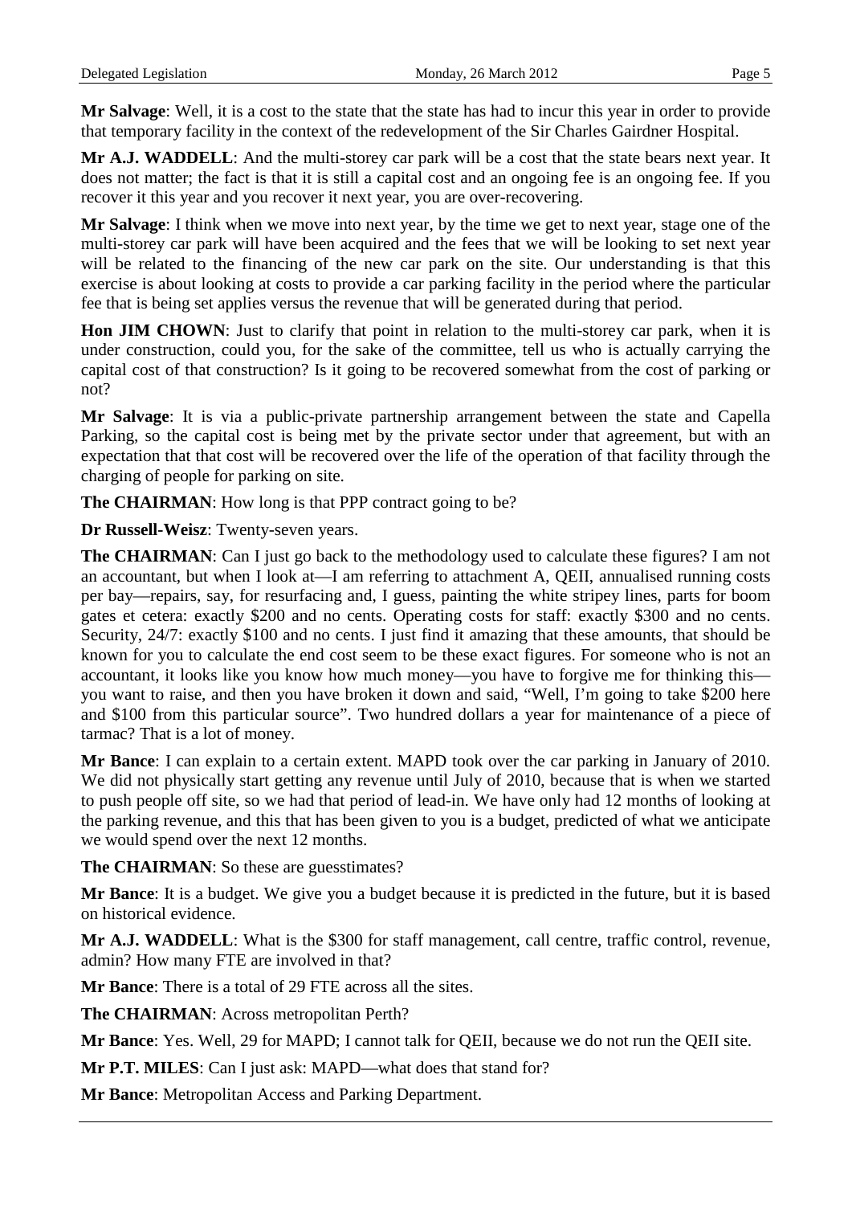**Mr Salvage**: Well, it is a cost to the state that the state has had to incur this year in order to provide that temporary facility in the context of the redevelopment of the Sir Charles Gairdner Hospital.

**Mr A.J. WADDELL**: And the multi-storey car park will be a cost that the state bears next year. It does not matter; the fact is that it is still a capital cost and an ongoing fee is an ongoing fee. If you recover it this year and you recover it next year, you are over-recovering.

**Mr Salvage**: I think when we move into next year, by the time we get to next year, stage one of the multi-storey car park will have been acquired and the fees that we will be looking to set next year will be related to the financing of the new car park on the site. Our understanding is that this exercise is about looking at costs to provide a car parking facility in the period where the particular fee that is being set applies versus the revenue that will be generated during that period.

**Hon JIM CHOWN**: Just to clarify that point in relation to the multi-storey car park, when it is under construction, could you, for the sake of the committee, tell us who is actually carrying the capital cost of that construction? Is it going to be recovered somewhat from the cost of parking or not?

**Mr Salvage**: It is via a public-private partnership arrangement between the state and Capella Parking, so the capital cost is being met by the private sector under that agreement, but with an expectation that that cost will be recovered over the life of the operation of that facility through the charging of people for parking on site.

**The CHAIRMAN**: How long is that PPP contract going to be?

**Dr Russell-Weisz**: Twenty-seven years.

**The CHAIRMAN**: Can I just go back to the methodology used to calculate these figures? I am not an accountant, but when I look at—I am referring to attachment A, QEII, annualised running costs per bay—repairs, say, for resurfacing and, I guess, painting the white stripey lines, parts for boom gates et cetera: exactly $200 and no cents. Operating costs for staff: exactly $300 and no cents. Security, 24/7: exactly $100 and no cents. I just find it amazing that these amounts, that should be known for you to calculate the end cost seem to be these exact figures. For someone who is not an accountant, it looks like you know how much money—you have to forgive me for thinking this—you want to raise, and then you have broken it down and said, "Well, I'm going to take $200 here and $100 from this particular source". Two hundred dollars a year for maintenance of a piece of tarmac? That is a lot of money.

**Mr Bance**: I can explain to a certain extent. MAPD took over the car parking in January of 2010. We did not physically start getting any revenue until July of 2010, because that is when we started to push people off site, so we had that period of lead-in. We have only had 12 months of looking at the parking revenue, and this that has been given to you is a budget, predicted of what we anticipate we would spend over the next 12 months.

**The CHAIRMAN**: So these are guesstimates?

**Mr Bance**: It is a budget. We give you a budget because it is predicted in the future, but it is based on historical evidence.

**Mr A.J. WADDELL**: What is the $300 for staff management, call centre, traffic control, revenue, admin? How many FTE are involved in that?

**Mr Bance**: There is a total of 29 FTE across all the sites.

**The CHAIRMAN**: Across metropolitan Perth?

**Mr Bance**: Yes. Well, 29 for MAPD; I cannot talk for QEII, because we do not run the QEII site.

**Mr P.T. MILES**: Can I just ask: MAPD—what does that stand for?

**Mr Bance**: Metropolitan Access and Parking Department.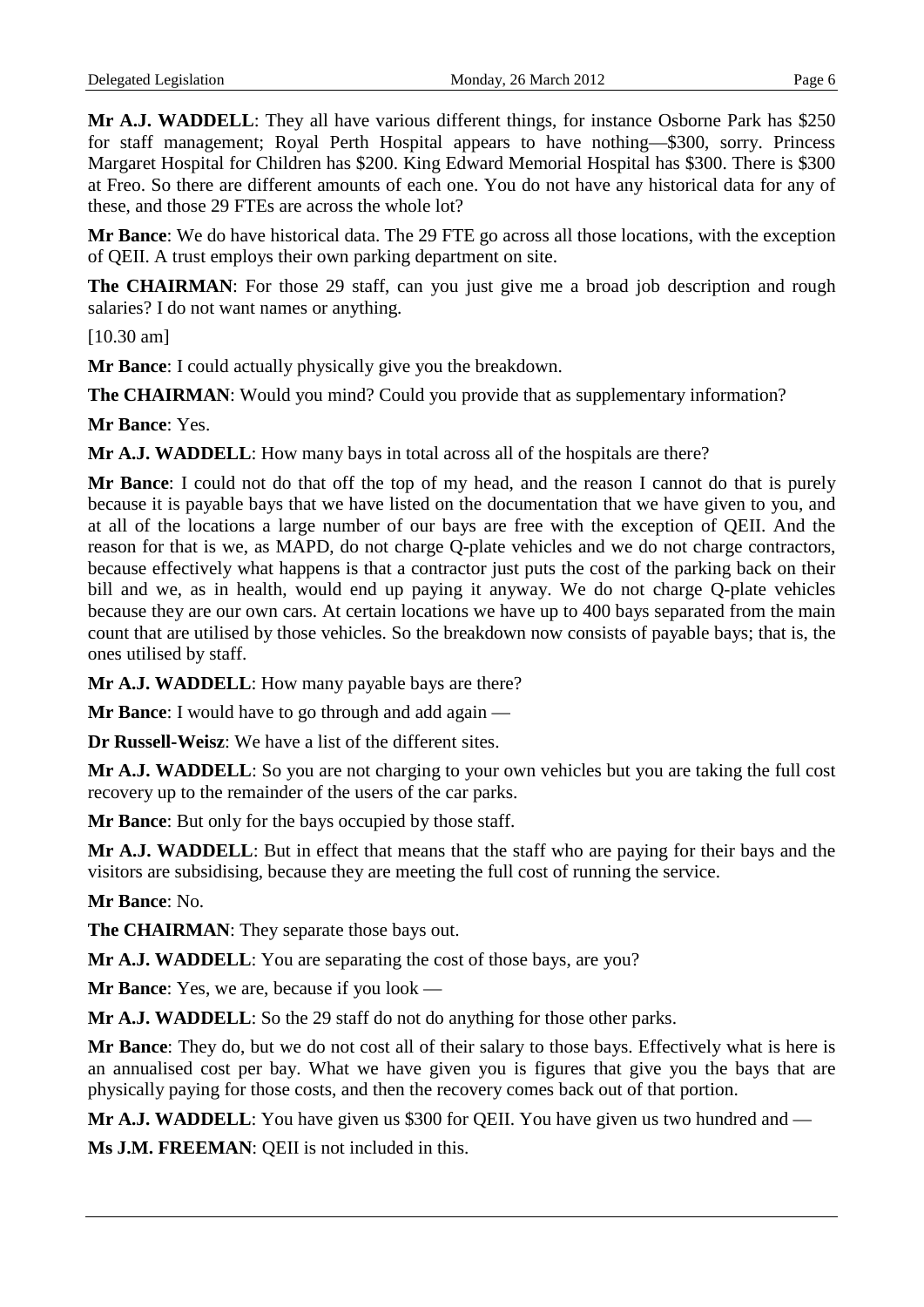**Mr A.J. WADDELL**: They all have various different things, for instance Osborne Park has $250 for staff management; Royal Perth Hospital appears to have nothing—$300, sorry. Princess Margaret Hospital for Children has $200. King Edward Memorial Hospital has $300. There is $300 at Freo. So there are different amounts of each one. You do not have any historical data for any of these, and those 29 FTEs are across the whole lot?

**Mr Bance**: We do have historical data. The 29 FTE go across all those locations, with the exception of QEII. A trust employs their own parking department on site.

**The CHAIRMAN**: For those 29 staff, can you just give me a broad job description and rough salaries? I do not want names or anything.

[10.30 am]

**Mr Bance**: I could actually physically give you the breakdown.

**The CHAIRMAN**: Would you mind? Could you provide that as supplementary information?

**Mr Bance**: Yes.

**Mr A.J. WADDELL**: How many bays in total across all of the hospitals are there?

**Mr Bance**: I could not do that off the top of my head, and the reason I cannot do that is purely because it is payable bays that we have listed on the documentation that we have given to you, and at all of the locations a large number of our bays are free with the exception of QEII. And the reason for that is we, as MAPD, do not charge Q-plate vehicles and we do not charge contractors, because effectively what happens is that a contractor just puts the cost of the parking back on their bill and we, as in health, would end up paying it anyway. We do not charge Q-plate vehicles because they are our own cars. At certain locations we have up to 400 bays separated from the main count that are utilised by those vehicles. So the breakdown now consists of payable bays; that is, the ones utilised by staff.

**Mr A.J. WADDELL**: How many payable bays are there?

**Mr Bance**: I would have to go through and add again —

**Dr Russell-Weisz**: We have a list of the different sites.

**Mr A.J. WADDELL**: So you are not charging to your own vehicles but you are taking the full cost recovery up to the remainder of the users of the car parks.

**Mr Bance**: But only for the bays occupied by those staff.

**Mr A.J. WADDELL**: But in effect that means that the staff who are paying for their bays and the visitors are subsidising, because they are meeting the full cost of running the service.

**Mr Bance**: No.

**The CHAIRMAN**: They separate those bays out.

**Mr A.J. WADDELL**: You are separating the cost of those bays, are you?

**Mr Bance**: Yes, we are, because if you look —

**Mr A.J. WADDELL**: So the 29 staff do not do anything for those other parks.

**Mr Bance**: They do, but we do not cost all of their salary to those bays. Effectively what is here is an annualised cost per bay. What we have given you is figures that give you the bays that are physically paying for those costs, and then the recovery comes back out of that portion.

**Mr A.J. WADDELL**: You have given us $300 for QEII. You have given us two hundred and —

**Ms J.M. FREEMAN**: QEII is not included in this.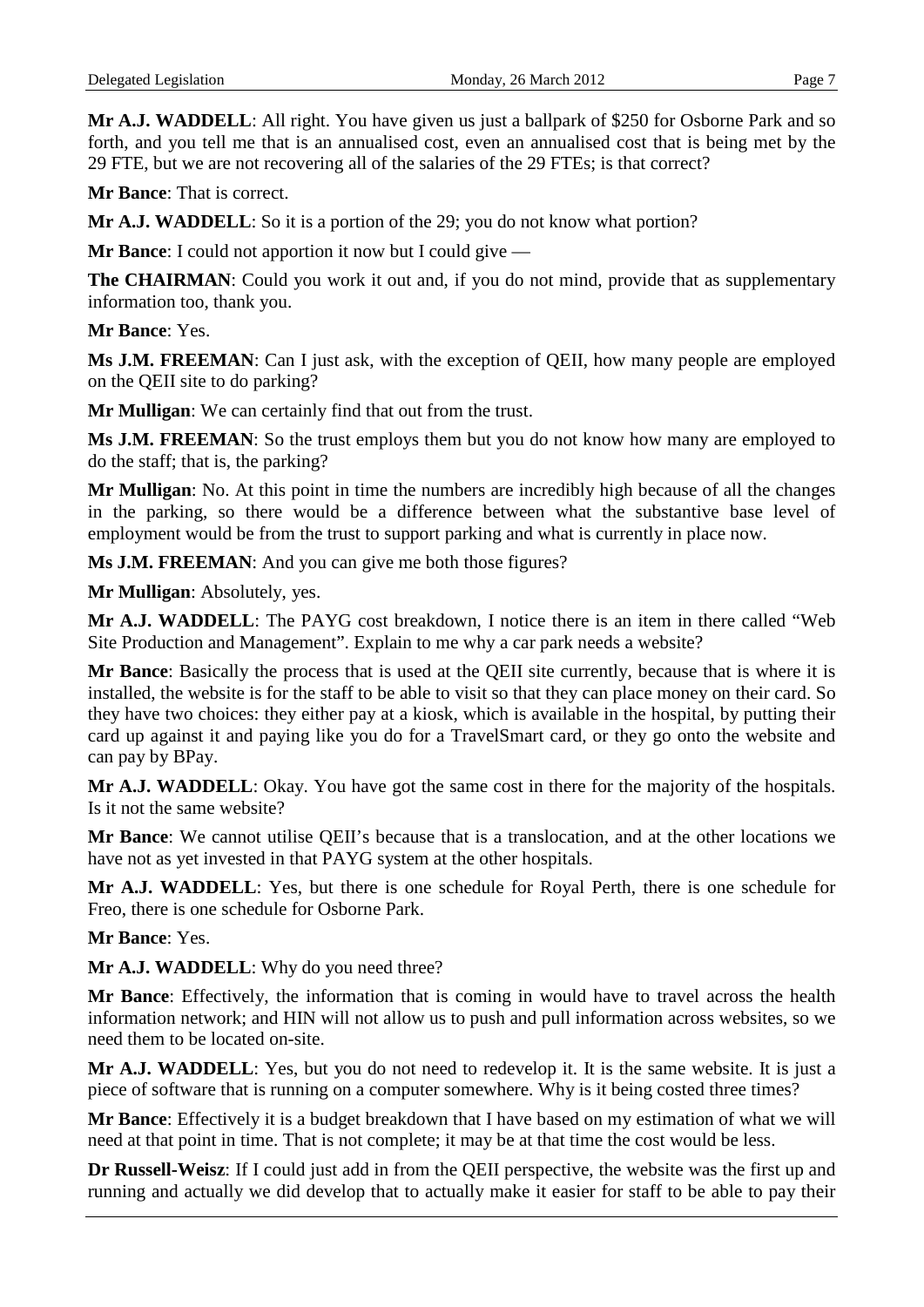**Mr A.J. WADDELL**: All right. You have given us just a ballpark of $250 for Osborne Park and so forth, and you tell me that is an annualised cost, even an annualised cost that is being met by the 29 FTE, but we are not recovering all of the salaries of the 29 FTEs; is that correct?

**Mr Bance**: That is correct.

**Mr A.J. WADDELL**: So it is a portion of the 29; you do not know what portion?

**Mr Bance**: I could not apportion it now but I could give —

**The CHAIRMAN**: Could you work it out and, if you do not mind, provide that as supplementary information too, thank you.

**Mr Bance**: Yes.

**Ms J.M. FREEMAN**: Can I just ask, with the exception of QEII, how many people are employed on the QEII site to do parking?

**Mr Mulligan**: We can certainly find that out from the trust.

**Ms J.M. FREEMAN**: So the trust employs them but you do not know how many are employed to do the staff; that is, the parking?

**Mr Mulligan**: No. At this point in time the numbers are incredibly high because of all the changes in the parking, so there would be a difference between what the substantive base level of employment would be from the trust to support parking and what is currently in place now.

**Ms J.M. FREEMAN**: And you can give me both those figures?

**Mr Mulligan**: Absolutely, yes.

**Mr A.J. WADDELL**: The PAYG cost breakdown, I notice there is an item in there called "Web Site Production and Management". Explain to me why a car park needs a website?

**Mr Bance**: Basically the process that is used at the QEII site currently, because that is where it is installed, the website is for the staff to be able to visit so that they can place money on their card. So they have two choices: they either pay at a kiosk, which is available in the hospital, by putting their card up against it and paying like you do for a TravelSmart card, or they go onto the website and can pay by BPay.

**Mr A.J. WADDELL**: Okay. You have got the same cost in there for the majority of the hospitals. Is it not the same website?

**Mr Bance**: We cannot utilise QEII's because that is a translocation, and at the other locations we have not as yet invested in that PAYG system at the other hospitals.

**Mr A.J. WADDELL**: Yes, but there is one schedule for Royal Perth, there is one schedule for Freo, there is one schedule for Osborne Park.

**Mr Bance**: Yes.

**Mr A.J. WADDELL**: Why do you need three?

**Mr Bance**: Effectively, the information that is coming in would have to travel across the health information network; and HIN will not allow us to push and pull information across websites, so we need them to be located on-site.

**Mr A.J. WADDELL**: Yes, but you do not need to redevelop it. It is the same website. It is just a piece of software that is running on a computer somewhere. Why is it being costed three times?

**Mr Bance**: Effectively it is a budget breakdown that I have based on my estimation of what we will need at that point in time. That is not complete; it may be at that time the cost would be less.

**Dr Russell-Weisz**: If I could just add in from the QEII perspective, the website was the first up and running and actually we did develop that to actually make it easier for staff to be able to pay their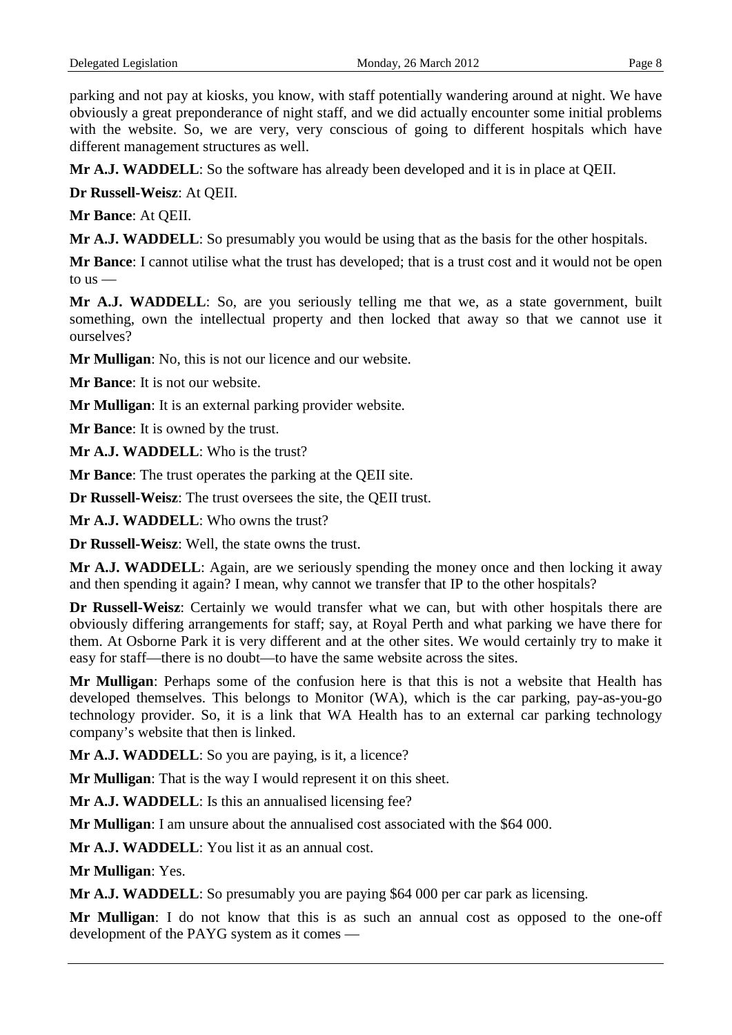parking and not pay at kiosks, you know, with staff potentially wandering around at night. We have obviously a great preponderance of night staff, and we did actually encounter some initial problems with the website. So, we are very, very conscious of going to different hospitals which have different management structures as well.

**Mr A.J. WADDELL**: So the software has already been developed and it is in place at QEII.

**Dr Russell-Weisz**: At QEII.

**Mr Bance**: At QEII.

**Mr A.J. WADDELL**: So presumably you would be using that as the basis for the other hospitals.

**Mr Bance**: I cannot utilise what the trust has developed; that is a trust cost and it would not be open to us —

**Mr A.J. WADDELL**: So, are you seriously telling me that we, as a state government, built something, own the intellectual property and then locked that away so that we cannot use it ourselves?

**Mr Mulligan**: No, this is not our licence and our website.

**Mr Bance**: It is not our website.

**Mr Mulligan**: It is an external parking provider website.

**Mr Bance**: It is owned by the trust.

**Mr A.J. WADDELL**: Who is the trust?

**Mr Bance**: The trust operates the parking at the QEII site.

**Dr Russell-Weisz**: The trust oversees the site, the QEII trust.

**Mr A.J. WADDELL**: Who owns the trust?

**Dr Russell-Weisz**: Well, the state owns the trust.

**Mr A.J. WADDELL**: Again, are we seriously spending the money once and then locking it away and then spending it again? I mean, why cannot we transfer that IP to the other hospitals?

**Dr Russell-Weisz**: Certainly we would transfer what we can, but with other hospitals there are obviously differing arrangements for staff; say, at Royal Perth and what parking we have there for them. At Osborne Park it is very different and at the other sites. We would certainly try to make it easy for staff—there is no doubt—to have the same website across the sites.

**Mr Mulligan**: Perhaps some of the confusion here is that this is not a website that Health has developed themselves. This belongs to Monitor (WA), which is the car parking, pay-as-you-go technology provider. So, it is a link that WA Health has to an external car parking technology company's website that then is linked.

**Mr A.J. WADDELL**: So you are paying, is it, a licence?

**Mr Mulligan**: That is the way I would represent it on this sheet.

**Mr A.J. WADDELL**: Is this an annualised licensing fee?

**Mr Mulligan**: I am unsure about the annualised cost associated with the \$64 000.

**Mr A.J. WADDELL**: You list it as an annual cost.

**Mr Mulligan**: Yes.

**Mr A.J. WADDELL**: So presumably you are paying \$64 000 per car park as licensing.

**Mr Mulligan**: I do not know that this is as such an annual cost as opposed to the one-off development of the PAYG system as it comes —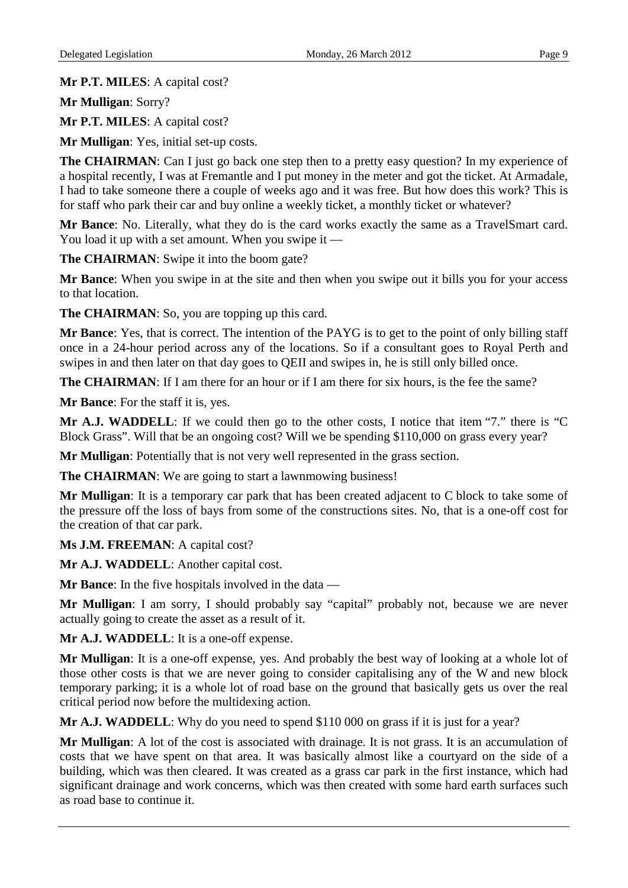**Mr P.T. MILES**: A capital cost?

**Mr Mulligan**: Sorry?

**Mr P.T. MILES**: A capital cost?

**Mr Mulligan**: Yes, initial set-up costs.

**The CHAIRMAN**: Can I just go back one step then to a pretty easy question? In my experience of a hospital recently, I was at Fremantle and I put money in the meter and got the ticket. At Armadale, I had to take someone there a couple of weeks ago and it was free. But how does this work? This is for staff who park their car and buy online a weekly ticket, a monthly ticket or whatever?

**Mr Bance**: No. Literally, what they do is the card works exactly the same as a TravelSmart card. You load it up with a set amount. When you swipe it —

**The CHAIRMAN**: Swipe it into the boom gate?

**Mr Bance**: When you swipe in at the site and then when you swipe out it bills you for your access to that location.

**The CHAIRMAN**: So, you are topping up this card.

**Mr Bance**: Yes, that is correct. The intention of the PAYG is to get to the point of only billing staff once in a 24-hour period across any of the locations. So if a consultant goes to Royal Perth and swipes in and then later on that day goes to QEII and swipes in, he is still only billed once.

**The CHAIRMAN**: If I am there for an hour or if I am there for six hours, is the fee the same?

**Mr Bance**: For the staff it is, yes.

**Mr A.J. WADDELL**: If we could then go to the other costs, I notice that item "7." there is "C Block Grass". Will that be an ongoing cost? Will we be spending $110,000 on grass every year?

**Mr Mulligan**: Potentially that is not very well represented in the grass section.

**The CHAIRMAN**: We are going to start a lawnmowing business!

**Mr Mulligan**: It is a temporary car park that has been created adjacent to C block to take some of the pressure off the loss of bays from some of the constructions sites. No, that is a one-off cost for the creation of that car park.

**Ms J.M. FREEMAN**: A capital cost?

**Mr A.J. WADDELL**: Another capital cost.

**Mr Bance**: In the five hospitals involved in the data —

**Mr Mulligan**: I am sorry, I should probably say "capital" probably not, because we are never actually going to create the asset as a result of it.

**Mr A.J. WADDELL**: It is a one-off expense.

**Mr Mulligan**: It is a one-off expense, yes. And probably the best way of looking at a whole lot of those other costs is that we are never going to consider capitalising any of the W and new block temporary parking; it is a whole lot of road base on the ground that basically gets us over the real critical period now before the multidexing action.

**Mr A.J. WADDELL**: Why do you need to spend $110 000 on grass if it is just for a year?

**Mr Mulligan**: A lot of the cost is associated with drainage. It is not grass. It is an accumulation of costs that we have spent on that area. It was basically almost like a courtyard on the side of a building, which was then cleared. It was created as a grass car park in the first instance, which had significant drainage and work concerns, which was then created with some hard earth surfaces such as road base to continue it.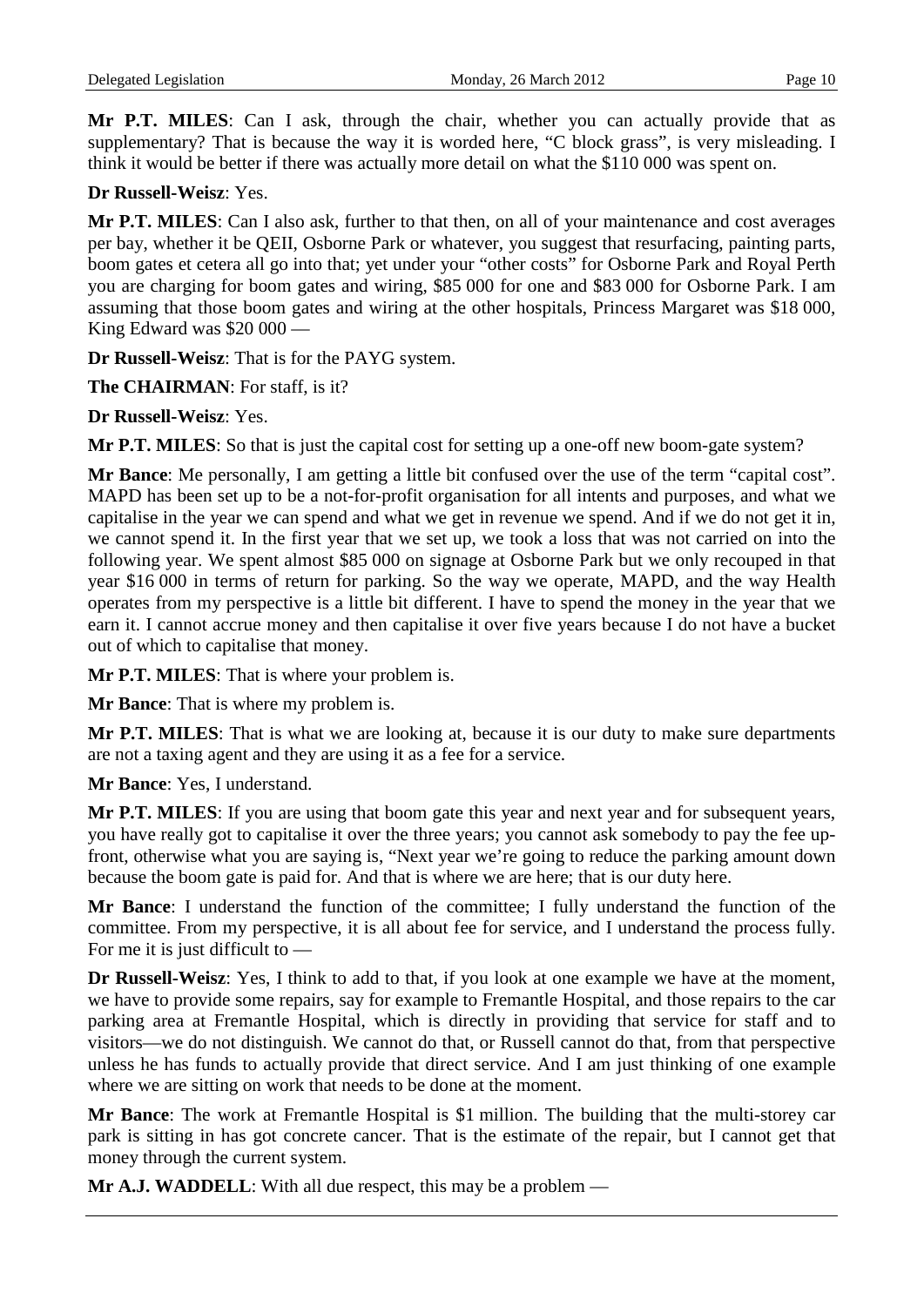**Mr P.T. MILES**: Can I ask, through the chair, whether you can actually provide that as supplementary? That is because the way it is worded here, "C block grass", is very misleading. I think it would be better if there was actually more detail on what the \$110 000 was spent on.

**Dr Russell-Weisz**: Yes.

**Mr P.T. MILES**: Can I also ask, further to that then, on all of your maintenance and cost averages per bay, whether it be QEII, Osborne Park or whatever, you suggest that resurfacing, painting parts, boom gates et cetera all go into that; yet under your "other costs" for Osborne Park and Royal Perth you are charging for boom gates and wiring, \$85 000 for one and \$83 000 for Osborne Park. I am assuming that those boom gates and wiring at the other hospitals, Princess Margaret was \$18 000, King Edward was \$20 000 —

**Dr Russell-Weisz**: That is for the PAYG system.

**The CHAIRMAN**: For staff, is it?

**Dr Russell-Weisz**: Yes.

**Mr P.T. MILES**: So that is just the capital cost for setting up a one-off new boom-gate system?

**Mr Bance**: Me personally, I am getting a little bit confused over the use of the term "capital cost". MAPD has been set up to be a not-for-profit organisation for all intents and purposes, and what we capitalise in the year we can spend and what we get in revenue we spend. And if we do not get it in, we cannot spend it. In the first year that we set up, we took a loss that was not carried on into the following year. We spent almost \$85 000 on signage at Osborne Park but we only recouped in that year \$16 000 in terms of return for parking. So the way we operate, MAPD, and the way Health operates from my perspective is a little bit different. I have to spend the money in the year that we earn it. I cannot accrue money and then capitalise it over five years because I do not have a bucket out of which to capitalise that money.

**Mr P.T. MILES**: That is where your problem is.

**Mr Bance**: That is where my problem is.

**Mr P.T. MILES**: That is what we are looking at, because it is our duty to make sure departments are not a taxing agent and they are using it as a fee for a service.

**Mr Bance**: Yes, I understand.

**Mr P.T. MILES**: If you are using that boom gate this year and next year and for subsequent years, you have really got to capitalise it over the three years; you cannot ask somebody to pay the fee up-front, otherwise what you are saying is, "Next year we're going to reduce the parking amount down because the boom gate is paid for. And that is where we are here; that is our duty here.

**Mr Bance**: I understand the function of the committee; I fully understand the function of the committee. From my perspective, it is all about fee for service, and I understand the process fully. For me it is just difficult to —

**Dr Russell-Weisz**: Yes, I think to add to that, if you look at one example we have at the moment, we have to provide some repairs, say for example to Fremantle Hospital, and those repairs to the car parking area at Fremantle Hospital, which is directly in providing that service for staff and to visitors—we do not distinguish. We cannot do that, or Russell cannot do that, from that perspective unless he has funds to actually provide that direct service. And I am just thinking of one example where we are sitting on work that needs to be done at the moment.

**Mr Bance**: The work at Fremantle Hospital is \$1 million. The building that the multi-storey car park is sitting in has got concrete cancer. That is the estimate of the repair, but I cannot get that money through the current system.

**Mr A.J. WADDELL**: With all due respect, this may be a problem —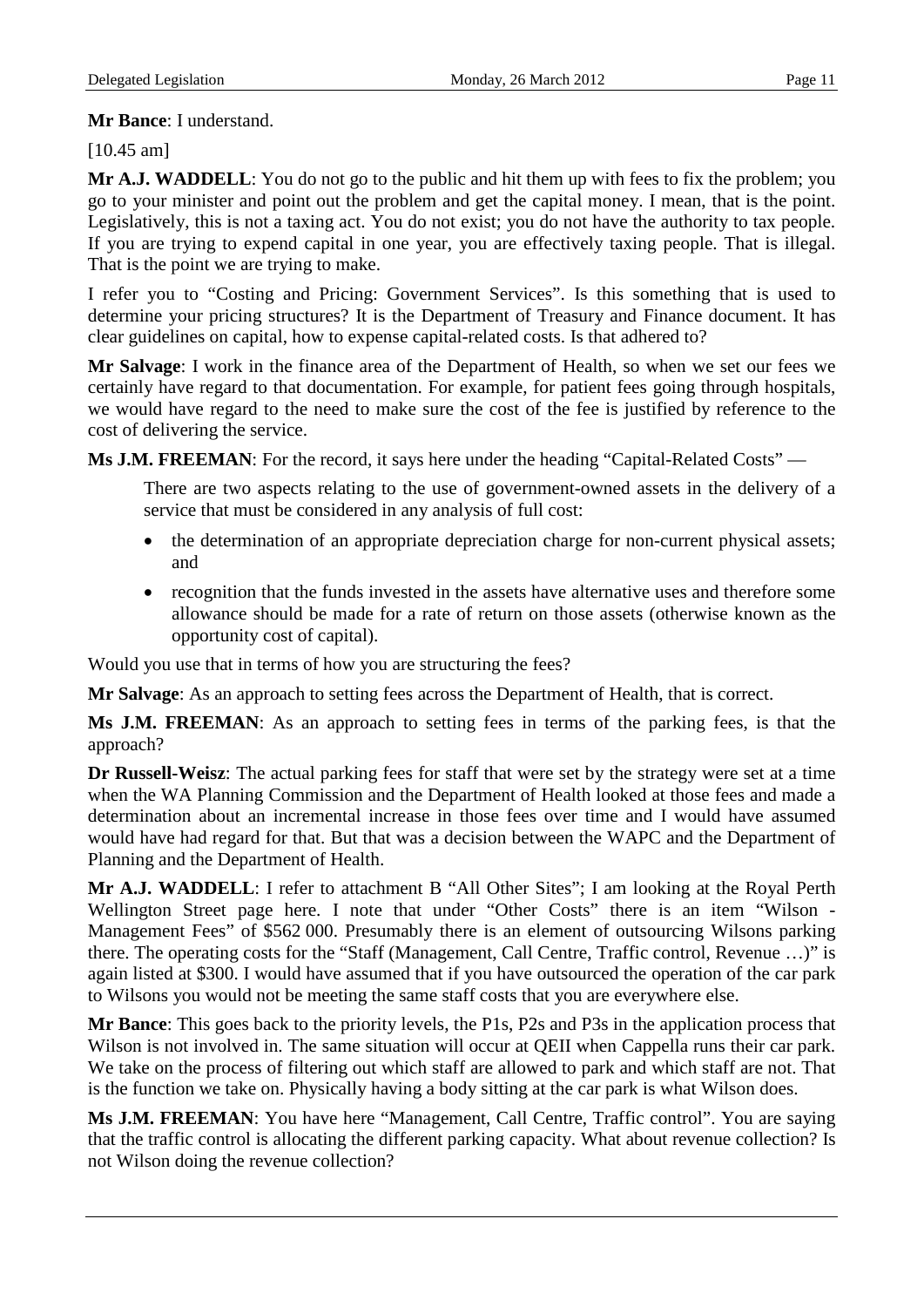**Mr Bance**: I understand.

[10.45 am]

**Mr A.J. WADDELL**: You do not go to the public and hit them up with fees to fix the problem; you go to your minister and point out the problem and get the capital money. I mean, that is the point. Legislatively, this is not a taxing act. You do not exist; you do not have the authority to tax people. If you are trying to expend capital in one year, you are effectively taxing people. That is illegal. That is the point we are trying to make.

I refer you to "Costing and Pricing: Government Services". Is this something that is used to determine your pricing structures? It is the Department of Treasury and Finance document. It has clear guidelines on capital, how to expense capital-related costs. Is that adhered to?

**Mr Salvage**: I work in the finance area of the Department of Health, so when we set our fees we certainly have regard to that documentation. For example, for patient fees going through hospitals, we would have regard to the need to make sure the cost of the fee is justified by reference to the cost of delivering the service.

**Ms J.M. FREEMAN**: For the record, it says here under the heading "Capital-Related Costs" —

> There are two aspects relating to the use of government-owned assets in the delivery of a service that must be considered in any analysis of full cost:
>
> - the determination of an appropriate depreciation charge for non-current physical assets; and
> - recognition that the funds invested in the assets have alternative uses and therefore some allowance should be made for a rate of return on those assets (otherwise known as the opportunity cost of capital).

Would you use that in terms of how you are structuring the fees?

**Mr Salvage**: As an approach to setting fees across the Department of Health, that is correct.

**Ms J.M. FREEMAN**: As an approach to setting fees in terms of the parking fees, is that the approach?

**Dr Russell-Weisz**: The actual parking fees for staff that were set by the strategy were set at a time when the WA Planning Commission and the Department of Health looked at those fees and made a determination about an incremental increase in those fees over time and I would have assumed would have had regard for that. But that was a decision between the WAPC and the Department of Planning and the Department of Health.

**Mr A.J. WADDELL**: I refer to attachment B "All Other Sites"; I am looking at the Royal Perth Wellington Street page here. I note that under "Other Costs" there is an item "Wilson - Management Fees" of $562 000. Presumably there is an element of outsourcing Wilsons parking there. The operating costs for the "Staff (Management, Call Centre, Traffic control, Revenue …)" is again listed at $300. I would have assumed that if you have outsourced the operation of the car park to Wilsons you would not be meeting the same staff costs that you are everywhere else.

**Mr Bance**: This goes back to the priority levels, the P1s, P2s and P3s in the application process that Wilson is not involved in. The same situation will occur at QEII when Cappella runs their car park. We take on the process of filtering out which staff are allowed to park and which staff are not. That is the function we take on. Physically having a body sitting at the car park is what Wilson does.

**Ms J.M. FREEMAN**: You have here "Management, Call Centre, Traffic control". You are saying that the traffic control is allocating the different parking capacity. What about revenue collection? Is not Wilson doing the revenue collection?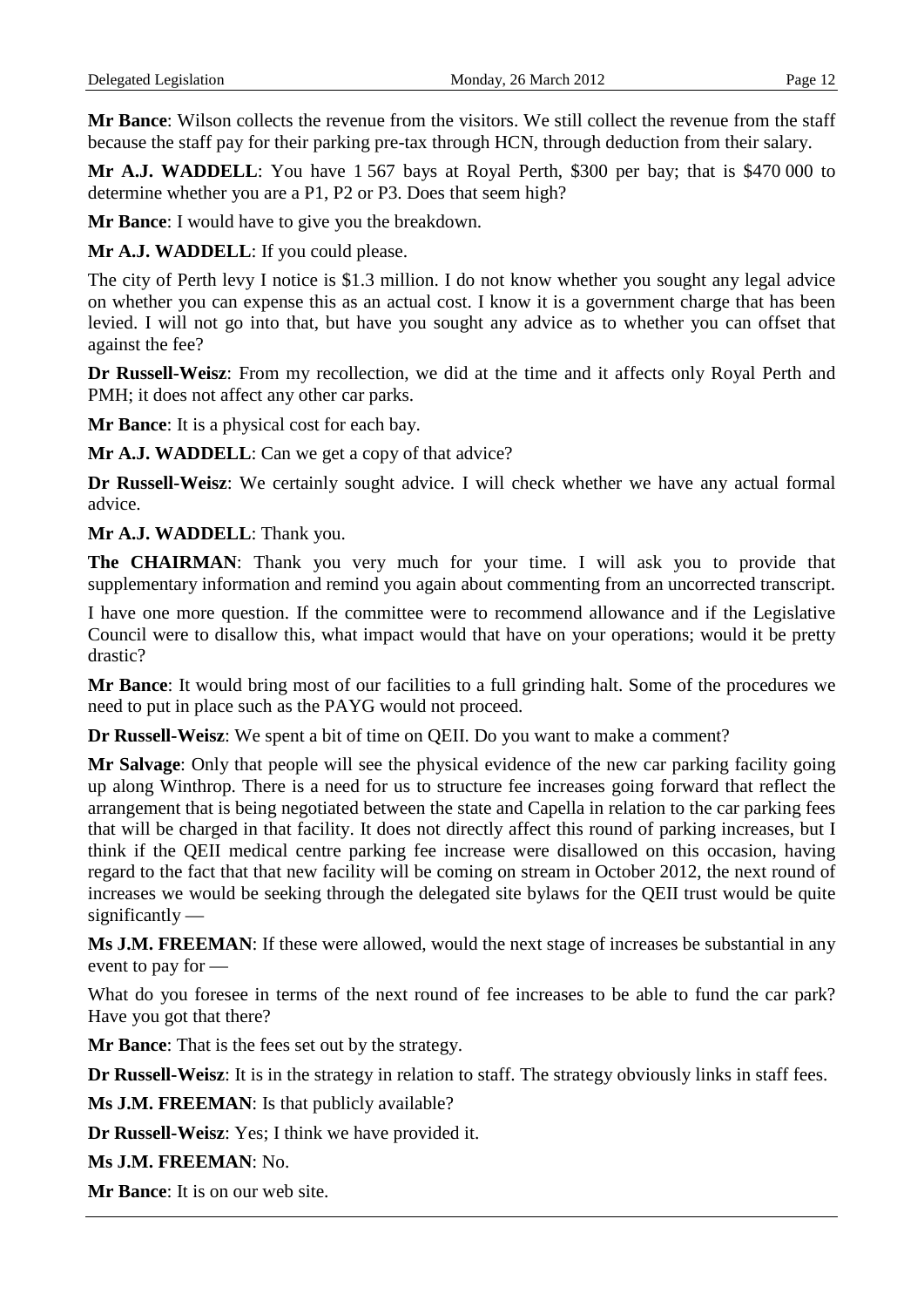**Mr Bance**: Wilson collects the revenue from the visitors. We still collect the revenue from the staff because the staff pay for their parking pre-tax through HCN, through deduction from their salary.

**Mr A.J. WADDELL**: You have 1 567 bays at Royal Perth, $300 per bay; that is $470 000 to determine whether you are a P1, P2 or P3. Does that seem high?

**Mr Bance**: I would have to give you the breakdown.

**Mr A.J. WADDELL**: If you could please.

The city of Perth levy I notice is $1.3 million. I do not know whether you sought any legal advice on whether you can expense this as an actual cost. I know it is a government charge that has been levied. I will not go into that, but have you sought any advice as to whether you can offset that against the fee?

**Dr Russell-Weisz**: From my recollection, we did at the time and it affects only Royal Perth and PMH; it does not affect any other car parks.

**Mr Bance**: It is a physical cost for each bay.

**Mr A.J. WADDELL**: Can we get a copy of that advice?

**Dr Russell-Weisz**: We certainly sought advice. I will check whether we have any actual formal advice.

**Mr A.J. WADDELL**: Thank you.

**The CHAIRMAN**: Thank you very much for your time. I will ask you to provide that supplementary information and remind you again about commenting from an uncorrected transcript.

I have one more question. If the committee were to recommend allowance and if the Legislative Council were to disallow this, what impact would that have on your operations; would it be pretty drastic?

**Mr Bance**: It would bring most of our facilities to a full grinding halt. Some of the procedures we need to put in place such as the PAYG would not proceed.

**Dr Russell-Weisz**: We spent a bit of time on QEII. Do you want to make a comment?

**Mr Salvage**: Only that people will see the physical evidence of the new car parking facility going up along Winthrop. There is a need for us to structure fee increases going forward that reflect the arrangement that is being negotiated between the state and Capella in relation to the car parking fees that will be charged in that facility. It does not directly affect this round of parking increases, but I think if the QEII medical centre parking fee increase were disallowed on this occasion, having regard to the fact that that new facility will be coming on stream in October 2012, the next round of increases we would be seeking through the delegated site bylaws for the QEII trust would be quite significantly —

**Ms J.M. FREEMAN**: If these were allowed, would the next stage of increases be substantial in any event to pay for —

What do you foresee in terms of the next round of fee increases to be able to fund the car park? Have you got that there?

**Mr Bance**: That is the fees set out by the strategy.

**Dr Russell-Weisz**: It is in the strategy in relation to staff. The strategy obviously links in staff fees.

**Ms J.M. FREEMAN**: Is that publicly available?

**Dr Russell-Weisz**: Yes; I think we have provided it.

**Ms J.M. FREEMAN**: No.

**Mr Bance**: It is on our web site.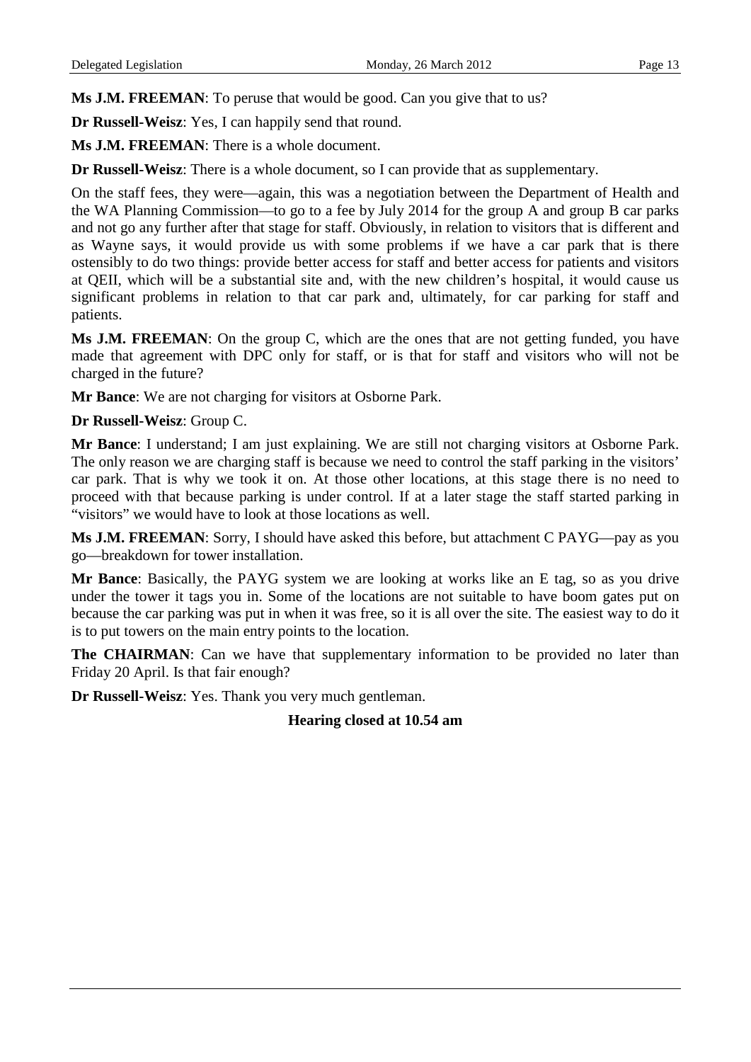**Ms J.M. FREEMAN**: To peruse that would be good. Can you give that to us?

**Dr Russell-Weisz**: Yes, I can happily send that round.

**Ms J.M. FREEMAN**: There is a whole document.

**Dr Russell-Weisz**: There is a whole document, so I can provide that as supplementary.

On the staff fees, they were—again, this was a negotiation between the Department of Health and the WA Planning Commission—to go to a fee by July 2014 for the group A and group B car parks and not go any further after that stage for staff. Obviously, in relation to visitors that is different and as Wayne says, it would provide us with some problems if we have a car park that is there ostensibly to do two things: provide better access for staff and better access for patients and visitors at QEII, which will be a substantial site and, with the new children's hospital, it would cause us significant problems in relation to that car park and, ultimately, for car parking for staff and patients.

**Ms J.M. FREEMAN**: On the group C, which are the ones that are not getting funded, you have made that agreement with DPC only for staff, or is that for staff and visitors who will not be charged in the future?

**Mr Bance**: We are not charging for visitors at Osborne Park.

**Dr Russell-Weisz**: Group C.

**Mr Bance**: I understand; I am just explaining. We are still not charging visitors at Osborne Park. The only reason we are charging staff is because we need to control the staff parking in the visitors' car park. That is why we took it on. At those other locations, at this stage there is no need to proceed with that because parking is under control. If at a later stage the staff started parking in "visitors" we would have to look at those locations as well.

**Ms J.M. FREEMAN**: Sorry, I should have asked this before, but attachment C PAYG—pay as you go—breakdown for tower installation.

**Mr Bance**: Basically, the PAYG system we are looking at works like an E tag, so as you drive under the tower it tags you in. Some of the locations are not suitable to have boom gates put on because the car parking was put in when it was free, so it is all over the site. The easiest way to do it is to put towers on the main entry points to the location.

**The CHAIRMAN**: Can we have that supplementary information to be provided no later than Friday 20 April. Is that fair enough?

**Dr Russell-Weisz**: Yes. Thank you very much gentleman.

**Hearing closed at 10.54 am**